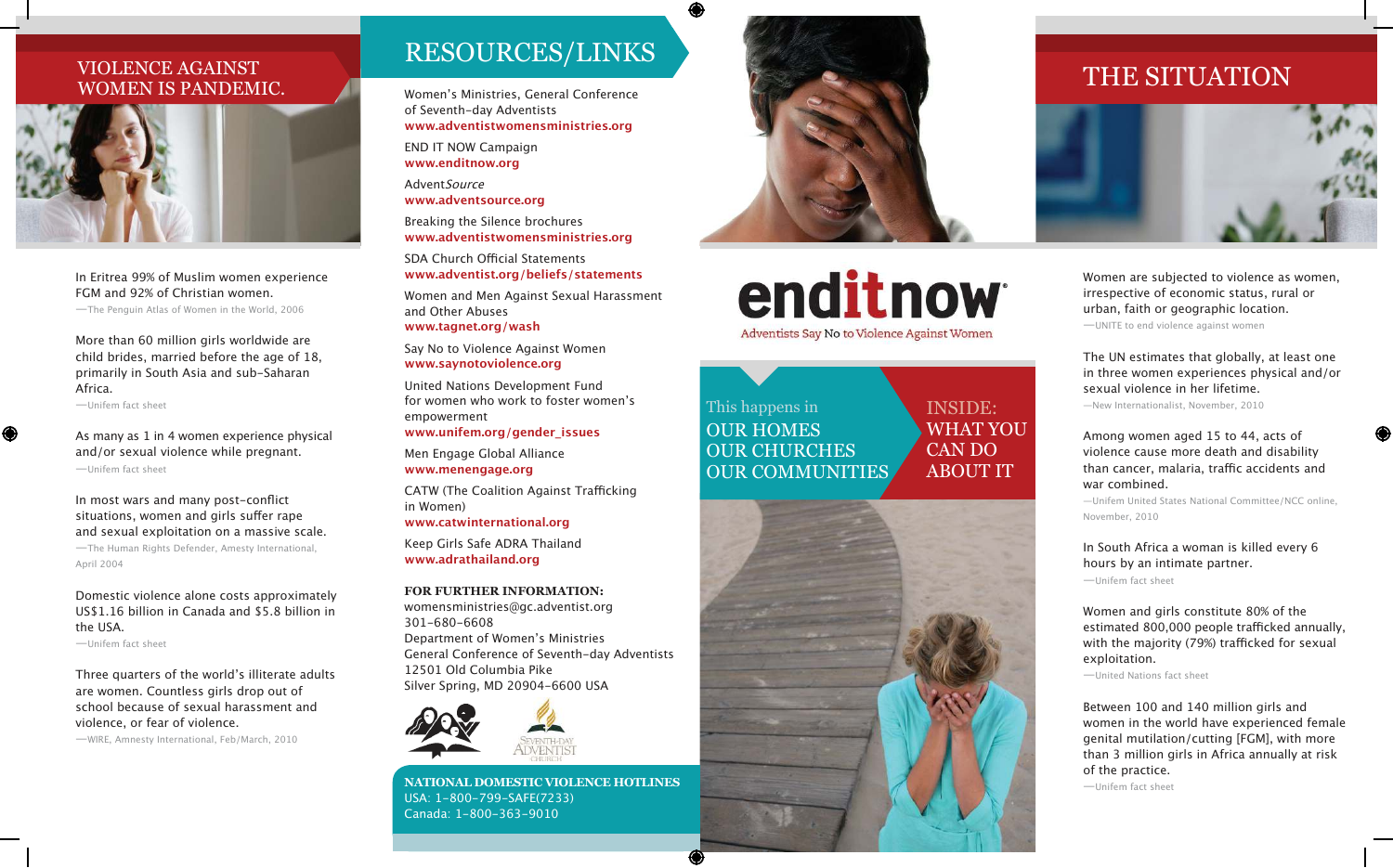## VIOLENCE AGAINST WOMEN IS PANDEMIC.

In Eritrea 99% of Muslim women experience FGM and 92% of Christian women.
—The Penguin Atlas of Women in the World, 2006

More than 60 million girls worldwide are child brides, married before the age of 18, primarily in South Asia and sub-Saharan Africa.
—Unifem fact sheet

As many as 1 in 4 women experience physical and/or sexual violence while pregnant.
—Unifem fact sheet

In most wars and many post-conflict situations, women and girls suffer rape and sexual exploitation on a massive scale.
—The Human Rights Defender, Amesty International, April 2004

Domestic violence alone costs approximately US$1.16 billion in Canada and $5.8 billion in the USA.
—Unifem fact sheet

Three quarters of the world's illiterate adults are women. Countless girls drop out of school because of sexual harassment and violence, or fear of violence.
—WIRE, Amnesty International, Feb/March, 2010

## RESOURCES/LINKS

Women's Ministries, General Conference of Seventh-day Adventists
**www.adventistwomensministries.org**

END IT NOW Campaign
**www.enditnow.org**

Advent*Source*
**www.adventsource.org**

Breaking the Silence brochures
**www.adventistwomensministries.org**

SDA Church Official Statements
**www.adventist.org/beliefs/statements**

Women and Men Against Sexual Harassment and Other Abuses
**www.tagnet.org/wash**

Say No to Violence Against Women
**www.saynotoviolence.org**

United Nations Development Fund for women who work to foster women's empowerment
**www.unifem.org/gender_issues**

Men Engage Global Alliance
**www.menengage.org**

CATW (The Coalition Against Trafficking in Women)
**www.catwinternational.org**

Keep Girls Safe ADRA Thailand
**www.adrathailand.org**

**FOR FURTHER INFORMATION:**
womensministries@gc.adventist.org
301-680-6608
Department of Women's Ministries
General Conference of Seventh-day Adventists
12501 Old Columbia Pike
Silver Spring, MD 20904-6600 USA

SEVENTH-DAY ADVENTIST CHURCH

**NATIONAL DOMESTIC VIOLENCE HOTLINES**
USA: 1-800-799-SAFE(7233)
Canada: 1-800-363-9010

# enditnow

Adventists Say No to Violence Against Women

This happens in
OUR HOMES
OUR CHURCHES
OUR COMMUNITIES

INSIDE:
WHAT YOU CAN DO ABOUT IT

## THE SITUATION

Women are subjected to violence as women, irrespective of economic status, rural or urban, faith or geographic location.
—UNITE to end violence against women

The UN estimates that globally, at least one in three women experiences physical and/or sexual violence in her lifetime.
—New Internationalist, November, 2010

Among women aged 15 to 44, acts of violence cause more death and disability than cancer, malaria, traffic accidents and war combined.
—Unifem United States National Committee/NCC online, November, 2010

In South Africa a woman is killed every 6 hours by an intimate partner.
—Unifem fact sheet

Women and girls constitute 80% of the estimated 800,000 people trafficked annually, with the majority (79%) trafficked for sexual exploitation.
—United Nations fact sheet

Between 100 and 140 million girls and women in the world have experienced female genital mutilation/cutting [FGM], with more than 3 million girls in Africa annually at risk of the practice.
—Unifem fact sheet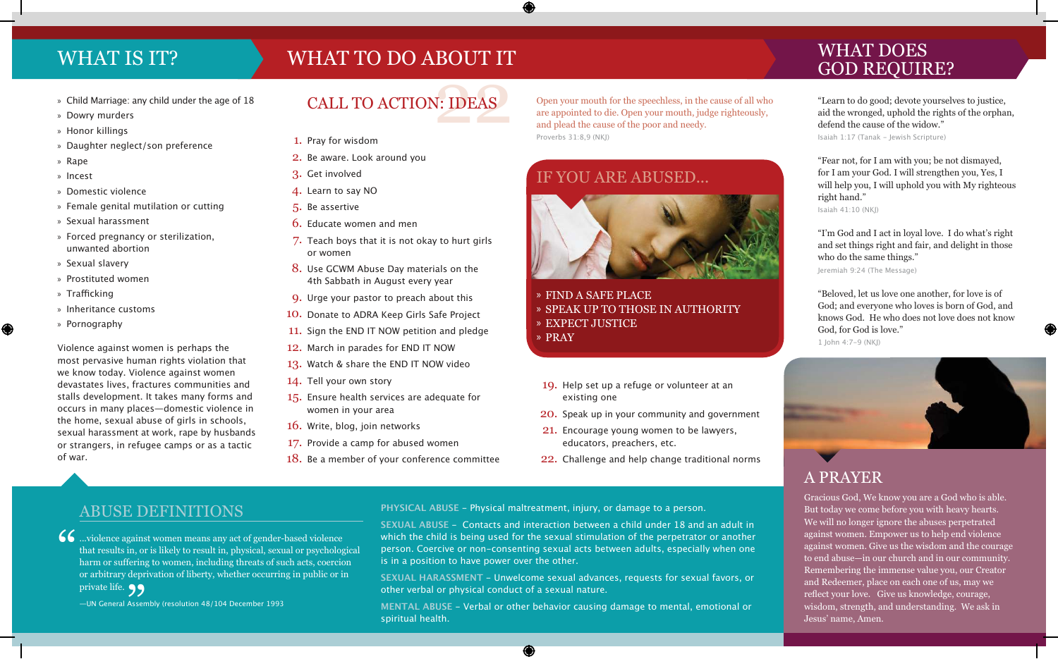## WHAT IS IT?

- Child Marriage: any child under the age of 18
- Dowry murders
- Honor killings
- Daughter neglect/son preference
- Rape
- Incest
- Domestic violence
- Female genital mutilation or cutting
- Sexual harassment
- Forced pregnancy or sterilization, unwanted abortion
- Sexual slavery
- Prostituted women
- Trafficking
- Inheritance customs
- Pornography

Violence against women is perhaps the most pervasive human rights violation that we know today. Violence against women devastates lives, fractures communities and stalls development. It takes many forms and occurs in many places—domestic violence in the home, sexual abuse of girls in schools, sexual harassment at work, rape by husbands or strangers, in refugee camps or as a tactic of war.

## WHAT TO DO ABOUT IT

### CALL TO ACTION: 22 IDEAS

1. Pray for wisdom
2. Be aware. Look around you
3. Get involved
4. Learn to say NO
5. Be assertive
6. Educate women and men
7. Teach boys that it is not okay to hurt girls or women
8. Use GCWM Abuse Day materials on the 4th Sabbath in August every year
9. Urge your pastor to preach about this
10. Donate to ADRA Keep Girls Safe Project
11. Sign the END IT NOW petition and pledge
12. March in parades for END IT NOW
13. Watch & share the END IT NOW video
14. Tell your own story
15. Ensure health services are adequate for women in your area
16. Write, blog, join networks
17. Provide a camp for abused women
18. Be a member of your conference committee
19. Help set up a refuge or volunteer at an existing one
20. Speak up in your community and government
21. Encourage young women to be lawyers, educators, preachers, etc.
22. Challenge and help change traditional norms

Open your mouth for the speechless, in the cause of all who are appointed to die. Open your mouth, judge righteously, and plead the cause of the poor and needy.
Proverbs 31:8,9 (NKJ)

### IF YOU ARE ABUSED...

- FIND A SAFE PLACE
- SPEAK UP TO THOSE IN AUTHORITY
- EXPECT JUSTICE
- PRAY

## WHAT DOES GOD REQUIRE?

"Learn to do good; devote yourselves to justice, aid the wronged, uphold the rights of the orphan, defend the cause of the widow."
Isaiah 1:17 (Tanak – Jewish Scripture)

"Fear not, for I am with you; be not dismayed, for I am your God. I will strengthen you, Yes, I will help you, I will uphold you with My righteous right hand."
Isaiah 41:10 (NKJ)

"I'm God and I act in loyal love. I do what's right and set things right and fair, and delight in those who do the same things."
Jeremiah 9:24 (The Message)

"Beloved, let us love one another, for love is of God; and everyone who loves is born of God, and knows God. He who does not love does not know God, for God is love."
1 John 4:7–9 (NKJ)

## ABUSE DEFINITIONS

"...violence against women means any act of gender-based violence that results in, or is likely to result in, physical, sexual or psychological harm or suffering to women, including threats of such acts, coercion or arbitrary deprivation of liberty, whether occurring in public or in private life."

—UN General Assembly (resolution 48/104 December 1993

**PHYSICAL ABUSE** – Physical maltreatment, injury, or damage to a person.

**SEXUAL ABUSE** – Contacts and interaction between a child under 18 and an adult in which the child is being used for the sexual stimulation of the perpetrator or another person. Coercive or non-consenting sexual acts between adults, especially when one is in a position to have power over the other.

**SEXUAL HARASSMENT** – Unwelcome sexual advances, requests for sexual favors, or other verbal or physical conduct of a sexual nature.

**MENTAL ABUSE** – Verbal or other behavior causing damage to mental, emotional or spiritual health.

## A PRAYER

Gracious God, We know you are a God who is able. But today we come before you with heavy hearts. We will no longer ignore the abuses perpetrated against women. Empower us to help end violence against women. Give us the wisdom and the courage to end abuse—in our church and in our community. Remembering the immense value you, our Creator and Redeemer, place on each one of us, may we reflect your love. Give us knowledge, courage, wisdom, strength, and understanding. We ask in Jesus' name, Amen.